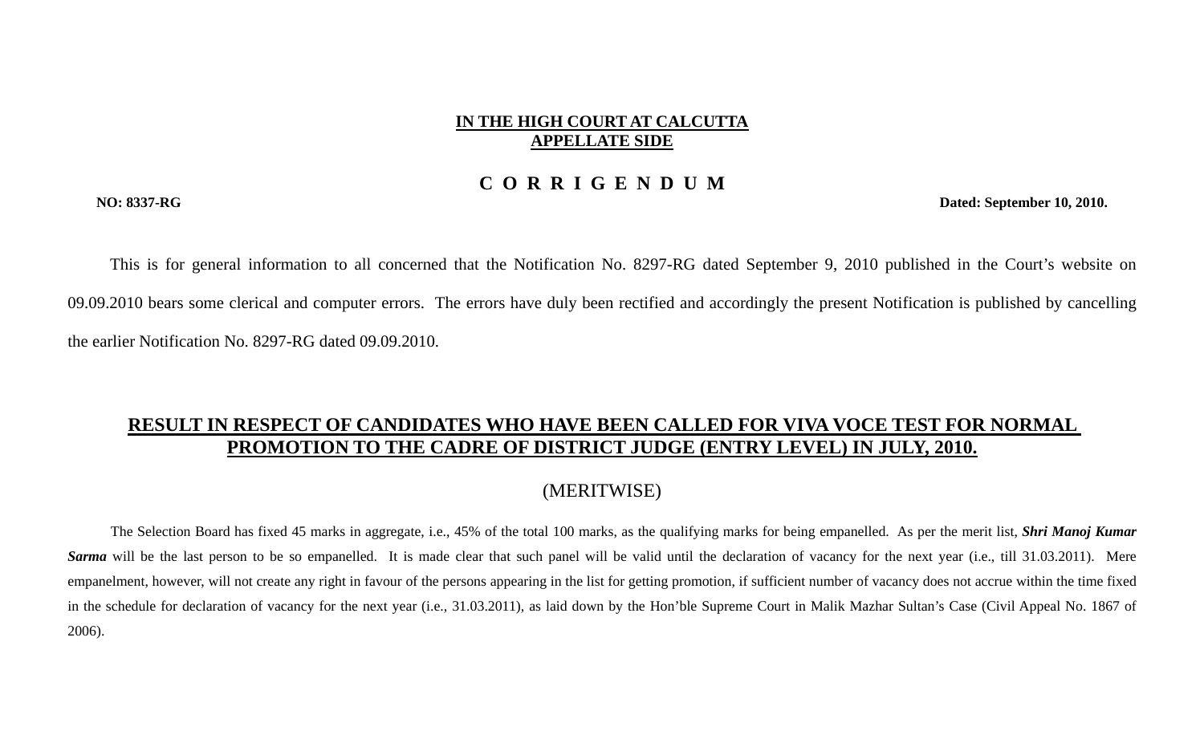**IN THE HIGH COURT AT CALCUTTA**
**APPELLATE SIDE**

# C O R R I G E N D U M

**NO: 8337-RG** **Dated: September 10, 2010.**

This is for general information to all concerned that the Notification No. 8297-RG dated September 9, 2010 published in the Court's website on 09.09.2010 bears some clerical and computer errors. The errors have duly been rectified and accordingly the present Notification is published by cancelling the earlier Notification No. 8297-RG dated 09.09.2010.

## RESULT IN RESPECT OF CANDIDATES WHO HAVE BEEN CALLED FOR VIVA VOCE TEST FOR NORMAL PROMOTION TO THE CADRE OF DISTRICT JUDGE (ENTRY LEVEL) IN JULY, 2010.

(MERITWISE)

The Selection Board has fixed 45 marks in aggregate, i.e., 45% of the total 100 marks, as the qualifying marks for being empanelled. As per the merit list, ***Shri Manoj Kumar Sarma*** will be the last person to be so empanelled. It is made clear that such panel will be valid until the declaration of vacancy for the next year (i.e., till 31.03.2011). Mere empanelment, however, will not create any right in favour of the persons appearing in the list for getting promotion, if sufficient number of vacancy does not accrue within the time fixed in the schedule for declaration of vacancy for the next year (i.e., 31.03.2011), as laid down by the Hon'ble Supreme Court in Malik Mazhar Sultan's Case (Civil Appeal No. 1867 of 2006).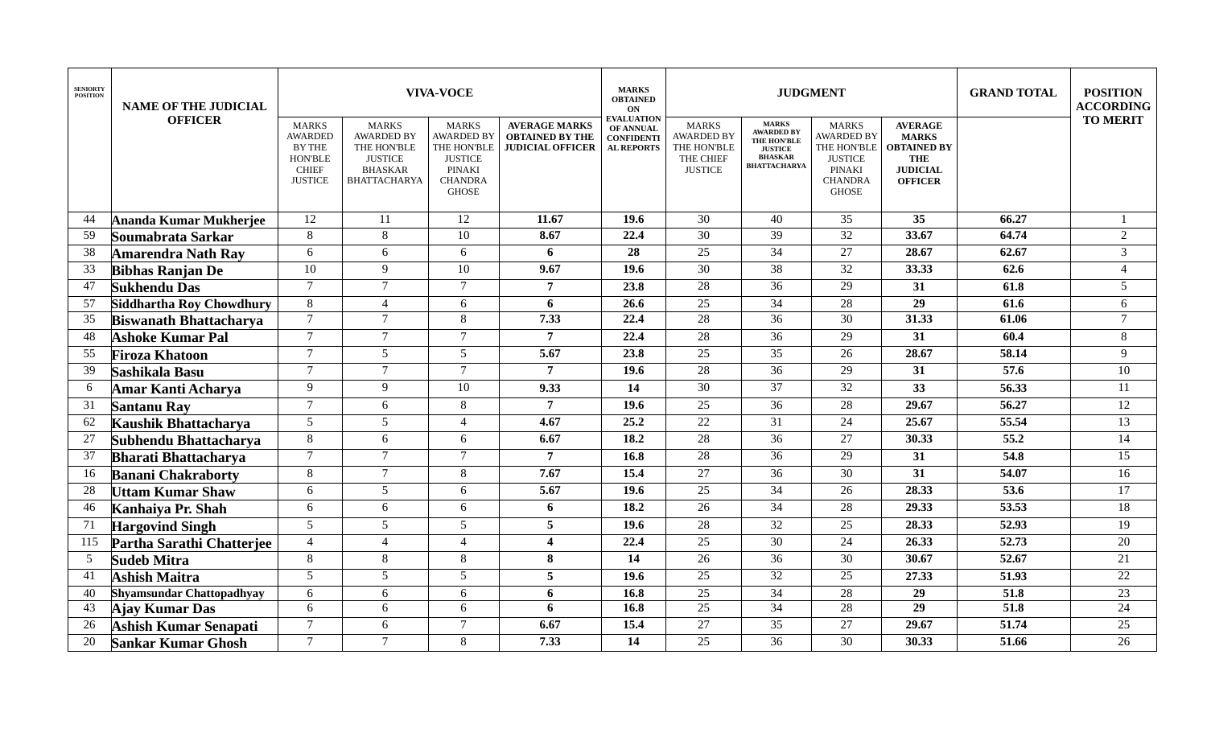| SENIORTY POSITION | NAME OF THE JUDICIAL OFFICER | VIVA-VOCE | | | | MARKS OBTAINED ON EVALUATION OF ANNUAL CONFIDENTIAL REPORTS | JUDGMENT | | | | GRAND TOTAL | POSITION ACCORDING TO MERIT |
|---|---|---|---|---|---|---|---|---|---|---|---|---|
| | | MARKS AWARDED BY THE HON'BLE CHIEF JUSTICE | MARKS AWARDED BY THE HON'BLE JUSTICE BHASKAR BHATTACHARYA | MARKS AWARDED BY THE HON'BLE JUSTICE PINAKI CHANDRA GHOSE | AVERAGE MARKS OBTAINED BY THE JUDICIAL OFFICER | | MARKS AWARDED BY THE HON'BLE THE CHIEF JUSTICE | MARKS AWARDED BY THE HON'BLE JUSTICE BHASKAR BHATTACHARYA | MARKS AWARDED BY THE HON'BLE JUSTICE PINAKI CHANDRA GHOSE | AVERAGE MARKS OBTAINED BY THE JUDICIAL OFFICER | | |
| 44 | **Ananda Kumar Mukherjee** | 12 | 11 | 12 | **11.67** | **19.6** | 30 | 40 | 35 | **35** | **66.27** | 1 |
| 59 | **Soumabrata Sarkar** | 8 | 8 | 10 | **8.67** | **22.4** | 30 | 39 | 32 | **33.67** | **64.74** | 2 |
| 38 | **Amarendra Nath Ray** | 6 | 6 | 6 | **6** | **28** | 25 | 34 | 27 | **28.67** | **62.67** | 3 |
| 33 | **Bibhas Ranjan De** | 10 | 9 | 10 | **9.67** | **19.6** | 30 | 38 | 32 | **33.33** | **62.6** | 4 |
| 47 | **Sukhendu Das** | 7 | 7 | 7 | **7** | **23.8** | 28 | 36 | 29 | **31** | **61.8** | 5 |
| 57 | **Siddhartha Roy Chowdhury** | 8 | 4 | 6 | **6** | **26.6** | 25 | 34 | 28 | **29** | **61.6** | 6 |
| 35 | **Biswanath Bhattacharya** | 7 | 7 | 8 | **7.33** | **22.4** | 28 | 36 | 30 | **31.33** | **61.06** | 7 |
| 48 | **Ashoke Kumar Pal** | 7 | 7 | 7 | **7** | **22.4** | 28 | 36 | 29 | **31** | **60.4** | 8 |
| 55 | **Firoza Khatoon** | 7 | 5 | 5 | **5.67** | **23.8** | 25 | 35 | 26 | **28.67** | **58.14** | 9 |
| 39 | **Sashikala Basu** | 7 | 7 | 7 | **7** | **19.6** | 28 | 36 | 29 | **31** | **57.6** | 10 |
| 6 | **Amar Kanti Acharya** | 9 | 9 | 10 | **9.33** | **14** | 30 | 37 | 32 | **33** | **56.33** | 11 |
| 31 | **Santanu Ray** | 7 | 6 | 8 | **7** | **19.6** | 25 | 36 | 28 | **29.67** | **56.27** | 12 |
| 62 | **Kaushik Bhattacharya** | 5 | 5 | 4 | **4.67** | **25.2** | 22 | 31 | 24 | **25.67** | **55.54** | 13 |
| 27 | **Subhendu Bhattacharya** | 8 | 6 | 6 | **6.67** | **18.2** | 28 | 36 | 27 | **30.33** | **55.2** | 14 |
| 37 | **Bharati Bhattacharya** | 7 | 7 | 7 | **7** | **16.8** | 28 | 36 | 29 | **31** | **54.8** | 15 |
| 16 | **Banani Chakraborty** | 8 | 7 | 8 | **7.67** | **15.4** | 27 | 36 | 30 | **31** | **54.07** | 16 |
| 28 | **Uttam Kumar Shaw** | 6 | 5 | 6 | **5.67** | **19.6** | 25 | 34 | 26 | **28.33** | **53.6** | 17 |
| 46 | **Kanhaiya Pr. Shah** | 6 | 6 | 6 | **6** | **18.2** | 26 | 34 | 28 | **29.33** | **53.53** | 18 |
| 71 | **Hargovind Singh** | 5 | 5 | 5 | **5** | **19.6** | 28 | 32 | 25 | **28.33** | **52.93** | 19 |
| 115 | **Partha Sarathi Chatterjee** | 4 | 4 | 4 | **4** | **22.4** | 25 | 30 | 24 | **26.33** | **52.73** | 20 |
| 5 | **Sudeb Mitra** | 8 | 8 | 8 | **8** | **14** | 26 | 36 | 30 | **30.67** | **52.67** | 21 |
| 41 | **Ashish Maitra** | 5 | 5 | 5 | **5** | **19.6** | 25 | 32 | 25 | **27.33** | **51.93** | 22 |
| 40 | **Shyamsundar Chattopadhyay** | 6 | 6 | 6 | **6** | **16.8** | 25 | 34 | 28 | **29** | **51.8** | 23 |
| 43 | **Ajay Kumar Das** | 6 | 6 | 6 | **6** | **16.8** | 25 | 34 | 28 | **29** | **51.8** | 24 |
| 26 | **Ashish Kumar Senapati** | 7 | 6 | 7 | **6.67** | **15.4** | 27 | 35 | 27 | **29.67** | **51.74** | 25 |
| 20 | **Sankar Kumar Ghosh** | 7 | 7 | 8 | **7.33** | **14** | 25 | 36 | 30 | **30.33** | **51.66** | 26 |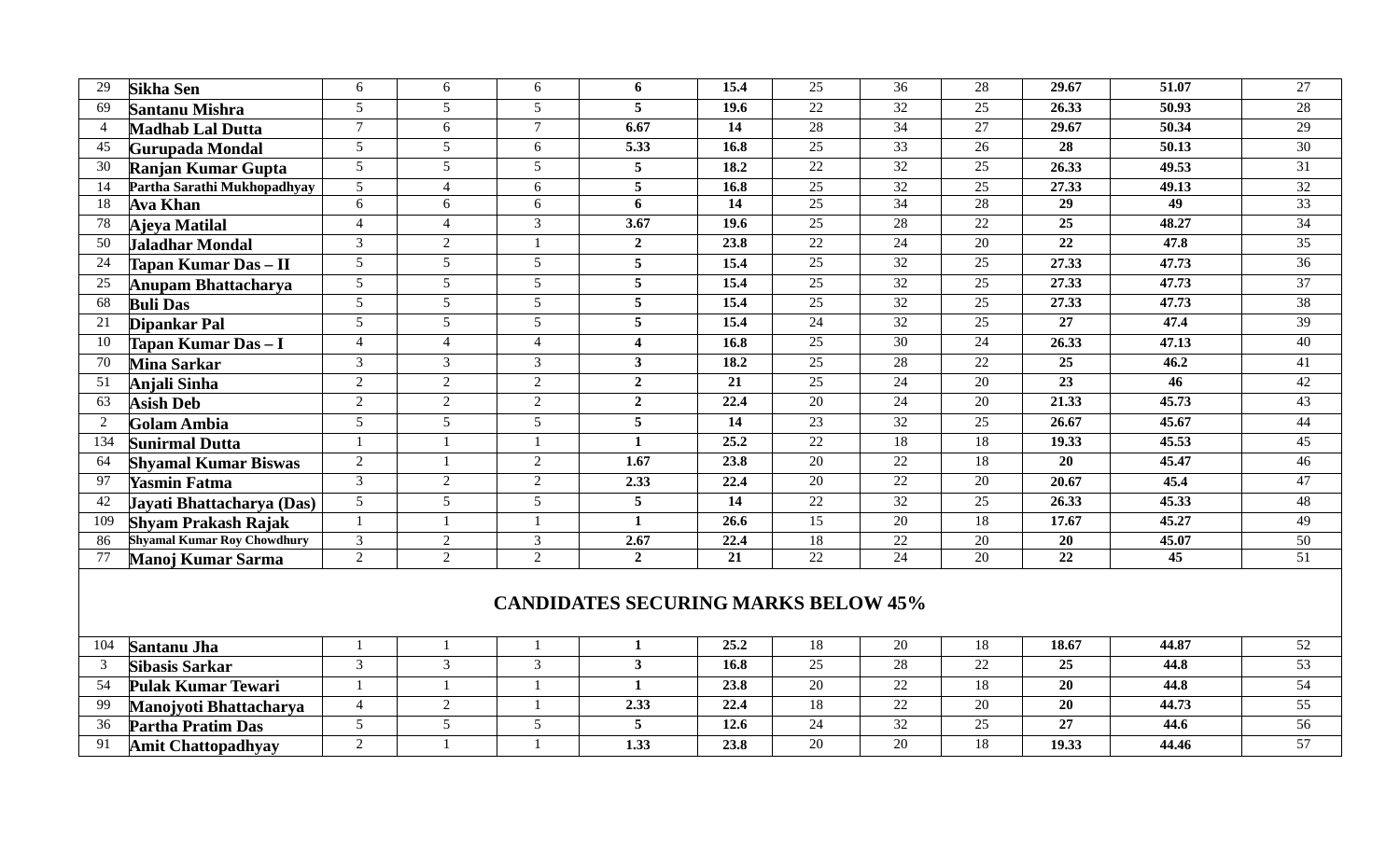| | | | | | | | | | | | | |
|---|---|---|---|---|---|---|---|---|---|---|---|---|
| 29 | **Sikha Sen** | 6 | 6 | 6 | **6** | **15.4** | 25 | 36 | 28 | **29.67** | **51.07** | 27 |
| 69 | **Santanu Mishra** | 5 | 5 | 5 | **5** | **19.6** | 22 | 32 | 25 | **26.33** | **50.93** | 28 |
| 4 | **Madhab Lal Dutta** | 7 | 6 | 7 | **6.67** | **14** | 28 | 34 | 27 | **29.67** | **50.34** | 29 |
| 45 | **Gurupada Mondal** | 5 | 5 | 6 | **5.33** | **16.8** | 25 | 33 | 26 | **28** | **50.13** | 30 |
| 30 | **Ranjan Kumar Gupta** | 5 | 5 | 5 | **5** | **18.2** | 22 | 32 | 25 | **26.33** | **49.53** | 31 |
| 14 | **Partha Sarathi Mukhopadhyay** | 5 | 4 | 6 | **5** | **16.8** | 25 | 32 | 25 | **27.33** | **49.13** | 32 |
| 18 | **Ava Khan** | 6 | 6 | 6 | **6** | **14** | 25 | 34 | 28 | **29** | **49** | 33 |
| 78 | **Ajeya Matilal** | 4 | 4 | 3 | **3.67** | **19.6** | 25 | 28 | 22 | **25** | **48.27** | 34 |
| 50 | **Jaladhar Mondal** | 3 | 2 | 1 | **2** | **23.8** | 22 | 24 | 20 | **22** | **47.8** | 35 |
| 24 | **Tapan Kumar Das – II** | 5 | 5 | 5 | **5** | **15.4** | 25 | 32 | 25 | **27.33** | **47.73** | 36 |
| 25 | **Anupam Bhattacharya** | 5 | 5 | 5 | **5** | **15.4** | 25 | 32 | 25 | **27.33** | **47.73** | 37 |
| 68 | **Buli Das** | 5 | 5 | 5 | **5** | **15.4** | 25 | 32 | 25 | **27.33** | **47.73** | 38 |
| 21 | **Dipankar Pal** | 5 | 5 | 5 | **5** | **15.4** | 24 | 32 | 25 | **27** | **47.4** | 39 |
| 10 | **Tapan Kumar Das – I** | 4 | 4 | 4 | **4** | **16.8** | 25 | 30 | 24 | **26.33** | **47.13** | 40 |
| 70 | **Mina Sarkar** | 3 | 3 | 3 | **3** | **18.2** | 25 | 28 | 22 | **25** | **46.2** | 41 |
| 51 | **Anjali Sinha** | 2 | 2 | 2 | **2** | **21** | 25 | 24 | 20 | **23** | **46** | 42 |
| 63 | **Asish Deb** | 2 | 2 | 2 | **2** | **22.4** | 20 | 24 | 20 | **21.33** | **45.73** | 43 |
| 2 | **Golam Ambia** | 5 | 5 | 5 | **5** | **14** | 23 | 32 | 25 | **26.67** | **45.67** | 44 |
| 134 | **Sunirmal Dutta** | 1 | 1 | 1 | **1** | **25.2** | 22 | 18 | 18 | **19.33** | **45.53** | 45 |
| 64 | **Shyamal Kumar Biswas** | 2 | 1 | 2 | **1.67** | **23.8** | 20 | 22 | 18 | **20** | **45.47** | 46 |
| 97 | **Yasmin Fatma** | 3 | 2 | 2 | **2.33** | **22.4** | 20 | 22 | 20 | **20.67** | **45.4** | 47 |
| 42 | **Jayati Bhattacharya (Das)** | 5 | 5 | 5 | **5** | **14** | 22 | 32 | 25 | **26.33** | **45.33** | 48 |
| 109 | **Shyam Prakash Rajak** | 1 | 1 | 1 | **1** | **26.6** | 15 | 20 | 18 | **17.67** | **45.27** | 49 |
| 86 | **Shyamal Kumar Roy Chowdhury** | 3 | 2 | 3 | **2.67** | **22.4** | 18 | 22 | 20 | **20** | **45.07** | 50 |
| 77 | **Manoj Kumar Sarma** | 2 | 2 | 2 | **2** | **21** | 22 | 24 | 20 | **22** | **45** | 51 |
| | **CANDIDATES SECURING MARKS BELOW 45%** | | | | | | | | | | | |
| 104 | **Santanu Jha** | 1 | 1 | 1 | **1** | **25.2** | 18 | 20 | 18 | **18.67** | **44.87** | 52 |
| 3 | **Sibasis Sarkar** | 3 | 3 | 3 | **3** | **16.8** | 25 | 28 | 22 | **25** | **44.8** | 53 |
| 54 | **Pulak Kumar Tewari** | 1 | 1 | 1 | **1** | **23.8** | 20 | 22 | 18 | **20** | **44.8** | 54 |
| 99 | **Manojyoti Bhattacharya** | 4 | 2 | 1 | **2.33** | **22.4** | 18 | 22 | 20 | **20** | **44.73** | 55 |
| 36 | **Partha Pratim Das** | 5 | 5 | 5 | **5** | **12.6** | 24 | 32 | 25 | **27** | **44.6** | 56 |
| 91 | **Amit Chattopadhyay** | 2 | 1 | 1 | **1.33** | **23.8** | 20 | 20 | 18 | **19.33** | **44.46** | 57 |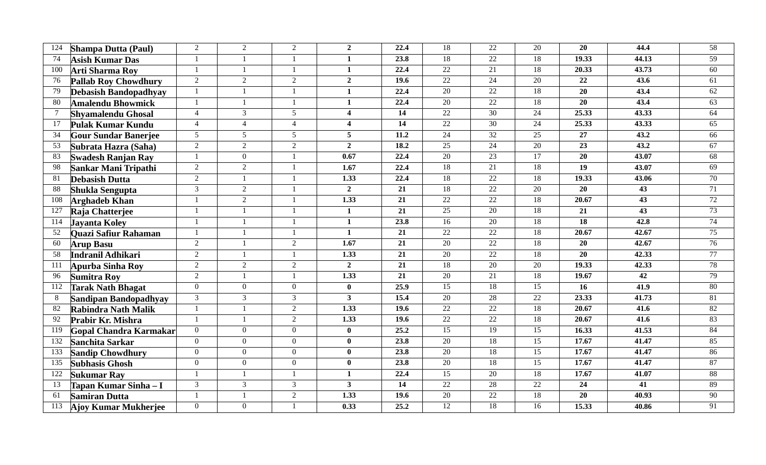| 124 | **Shampa Dutta (Paul)** | 2 | 2 | 2 | **2** | **22.4** | 18 | 22 | 20 | **20** | **44.4** | 58 |
|---|---|---|---|---|---|---|---|---|---|---|---|---|
| 74 | **Asish Kumar Das** | 1 | 1 | 1 | **1** | **23.8** | 18 | 22 | 18 | **19.33** | **44.13** | 59 |
| 100 | **Arti Sharma Roy** | 1 | 1 | 1 | **1** | **22.4** | 22 | 21 | 18 | **20.33** | **43.73** | 60 |
| 76 | **Pallab Roy Chowdhury** | 2 | 2 | 2 | **2** | **19.6** | 22 | 24 | 20 | **22** | **43.6** | 61 |
| 79 | **Debasish Bandopadhyay** | 1 | 1 | 1 | **1** | **22.4** | 20 | 22 | 18 | **20** | **43.4** | 62 |
| 80 | **Amalendu Bhowmick** | 1 | 1 | 1 | **1** | **22.4** | 20 | 22 | 18 | **20** | **43.4** | 63 |
| 7 | **Shyamalendu Ghosal** | 4 | 3 | 5 | **4** | **14** | 22 | 30 | 24 | **25.33** | **43.33** | 64 |
| 17 | **Pulak Kumar Kundu** | 4 | 4 | 4 | **4** | **14** | 22 | 30 | 24 | **25.33** | **43.33** | 65 |
| 34 | **Gour Sundar Banerjee** | 5 | 5 | 5 | **5** | **11.2** | 24 | 32 | 25 | **27** | **43.2** | 66 |
| 53 | **Subrata Hazra (Saha)** | 2 | 2 | 2 | **2** | **18.2** | 25 | 24 | 20 | **23** | **43.2** | 67 |
| 83 | **Swadesh Ranjan Ray** | 1 | 0 | 1 | **0.67** | **22.4** | 20 | 23 | 17 | **20** | **43.07** | 68 |
| 98 | **Sankar Mani Tripathi** | 2 | 2 | 1 | **1.67** | **22.4** | 18 | 21 | 18 | **19** | **43.07** | 69 |
| 81 | **Debasish Dutta** | 2 | 1 | 1 | **1.33** | **22.4** | 18 | 22 | 18 | **19.33** | **43.06** | 70 |
| 88 | **Shukla Sengupta** | 3 | 2 | 1 | **2** | **21** | 18 | 22 | 20 | **20** | **43** | 71 |
| 108 | **Arghadeb Khan** | 1 | 2 | 1 | **1.33** | **21** | 22 | 22 | 18 | **20.67** | **43** | 72 |
| 127 | **Raja Chatterjee** | 1 | 1 | 1 | **1** | **21** | 25 | 20 | 18 | **21** | **43** | 73 |
| 114 | **Jayanta Koley** | 1 | 1 | 1 | **1** | **23.8** | 16 | 20 | 18 | **18** | **42.8** | 74 |
| 52 | **Quazi Safiur Rahaman** | 1 | 1 | 1 | **1** | **21** | 22 | 22 | 18 | **20.67** | **42.67** | 75 |
| 60 | **Arup Basu** | 2 | 1 | 2 | **1.67** | **21** | 20 | 22 | 18 | **20** | **42.67** | 76 |
| 58 | **Indranil Adhikari** | 2 | 1 | 1 | **1.33** | **21** | 20 | 22 | 18 | **20** | **42.33** | 77 |
| 111 | **Apurba Sinha Roy** | 2 | 2 | 2 | **2** | **21** | 18 | 20 | 20 | **19.33** | **42.33** | 78 |
| 96 | **Sumitra Roy** | 2 | 1 | 1 | **1.33** | **21** | 20 | 21 | 18 | **19.67** | **42** | 79 |
| 112 | **Tarak Nath Bhagat** | 0 | 0 | 0 | **0** | **25.9** | 15 | 18 | 15 | **16** | **41.9** | 80 |
| 8 | **Sandipan Bandopadhyay** | 3 | 3 | 3 | **3** | **15.4** | 20 | 28 | 22 | **23.33** | **41.73** | 81 |
| 82 | **Rabindra Nath Malik** | 1 | 1 | 2 | **1.33** | **19.6** | 22 | 22 | 18 | **20.67** | **41.6** | 82 |
| 92 | **Prabir Kr. Mishra** | 1 | 1 | 2 | **1.33** | **19.6** | 22 | 22 | 18 | **20.67** | **41.6** | 83 |
| 119 | **Gopal Chandra Karmakar** | 0 | 0 | 0 | **0** | **25.2** | 15 | 19 | 15 | **16.33** | **41.53** | 84 |
| 132 | **Sanchita Sarkar** | 0 | 0 | 0 | **0** | **23.8** | 20 | 18 | 15 | **17.67** | **41.47** | 85 |
| 133 | **Sandip Chowdhury** | 0 | 0 | 0 | **0** | **23.8** | 20 | 18 | 15 | **17.67** | **41.47** | 86 |
| 135 | **Subhasis Ghosh** | 0 | 0 | 0 | **0** | **23.8** | 20 | 18 | 15 | **17.67** | **41.47** | 87 |
| 122 | **Sukumar Ray** | 1 | 1 | 1 | **1** | **22.4** | 15 | 20 | 18 | **17.67** | **41.07** | 88 |
| 13 | **Tapan Kumar Sinha – I** | 3 | 3 | 3 | **3** | **14** | 22 | 28 | 22 | **24** | **41** | 89 |
| 61 | **Samiran Dutta** | 1 | 1 | 2 | **1.33** | **19.6** | 20 | 22 | 18 | **20** | **40.93** | 90 |
| 113 | **Ajoy Kumar Mukherjee** | 0 | 0 | 1 | **0.33** | **25.2** | 12 | 18 | 16 | **15.33** | **40.86** | 91 |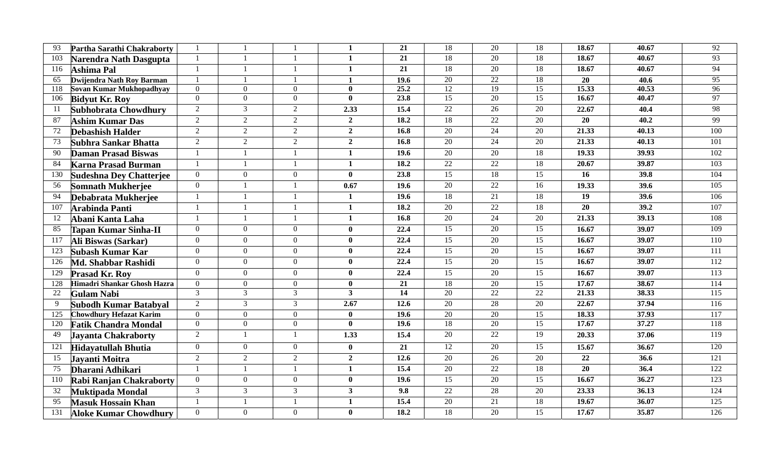| | | | | | | | | | | | | |
|---|---|---|---|---|---|---|---|---|---|---|---|---|
| 93 | Partha Sarathi Chakraborty | 1 | 1 | 1 | **1** | **21** | 18 | 20 | 18 | **18.67** | **40.67** | 92 |
| 103 | Narendra Nath Dasgupta | 1 | 1 | 1 | **1** | **21** | 18 | 20 | 18 | **18.67** | **40.67** | 93 |
| 116 | Ashima Pal | 1 | 1 | 1 | **1** | **21** | 18 | 20 | 18 | **18.67** | **40.67** | 94 |
| 65 | Dwijendra Nath Roy Barman | 1 | 1 | 1 | **1** | **19.6** | 20 | 22 | 18 | **20** | **40.6** | 95 |
| 118 | Sovan Kumar Mukhopadhyay | 0 | 0 | 0 | **0** | **25.2** | 12 | 19 | 15 | **15.33** | **40.53** | 96 |
| 106 | Bidyut Kr. Roy | 0 | 0 | 0 | **0** | **23.8** | 15 | 20 | 15 | **16.67** | **40.47** | 97 |
| 11 | Subhobrata Chowdhury | 2 | 3 | 2 | **2.33** | **15.4** | 22 | 26 | 20 | **22.67** | **40.4** | 98 |
| 87 | Ashim Kumar Das | 2 | 2 | 2 | **2** | **18.2** | 18 | 22 | 20 | **20** | **40.2** | 99 |
| 72 | Debashish Halder | 2 | 2 | 2 | **2** | **16.8** | 20 | 24 | 20 | **21.33** | **40.13** | 100 |
| 73 | Subhra Sankar Bhatta | 2 | 2 | 2 | **2** | **16.8** | 20 | 24 | 20 | **21.33** | **40.13** | 101 |
| 90 | Daman Prasad Biswas | 1 | 1 | 1 | **1** | **19.6** | 20 | 20 | 18 | **19.33** | **39.93** | 102 |
| 84 | Karna Prasad Burman | 1 | 1 | 1 | **1** | **18.2** | 22 | 22 | 18 | **20.67** | **39.87** | 103 |
| 130 | Sudeshna Dey Chatterjee | 0 | 0 | 0 | **0** | **23.8** | 15 | 18 | 15 | **16** | **39.8** | 104 |
| 56 | Somnath Mukherjee | 0 | 1 | 1 | **0.67** | **19.6** | 20 | 22 | 16 | **19.33** | **39.6** | 105 |
| 94 | Debabrata Mukherjee | 1 | 1 | 1 | **1** | **19.6** | 18 | 21 | 18 | **19** | **39.6** | 106 |
| 107 | Arabinda Panti | 1 | 1 | 1 | **1** | **18.2** | 20 | 22 | 18 | **20** | **39.2** | 107 |
| 12 | Abani Kanta Laha | 1 | 1 | 1 | **1** | **16.8** | 20 | 24 | 20 | **21.33** | **39.13** | 108 |
| 85 | Tapan Kumar Sinha-II | 0 | 0 | 0 | **0** | **22.4** | 15 | 20 | 15 | **16.67** | **39.07** | 109 |
| 117 | Ali Biswas (Sarkar) | 0 | 0 | 0 | **0** | **22.4** | 15 | 20 | 15 | **16.67** | **39.07** | 110 |
| 123 | Subash Kumar Kar | 0 | 0 | 0 | **0** | **22.4** | 15 | 20 | 15 | **16.67** | **39.07** | 111 |
| 126 | Md. Shabbar Rashidi | 0 | 0 | 0 | **0** | **22.4** | 15 | 20 | 15 | **16.67** | **39.07** | 112 |
| 129 | Prasad Kr. Roy | 0 | 0 | 0 | **0** | **22.4** | 15 | 20 | 15 | **16.67** | **39.07** | 113 |
| 128 | Himadri Shankar Ghosh Hazra | 0 | 0 | 0 | **0** | **21** | 18 | 20 | 15 | **17.67** | **38.67** | 114 |
| 22 | Gulam Nabi | 3 | 3 | 3 | **3** | **14** | 20 | 22 | 22 | **21.33** | **38.33** | 115 |
| 9 | Subodh Kumar Batabyal | 2 | 3 | 3 | **2.67** | **12.6** | 20 | 28 | 20 | **22.67** | **37.94** | 116 |
| 125 | Chowdhury Hefazat Karim | 0 | 0 | 0 | **0** | **19.6** | 20 | 20 | 15 | **18.33** | **37.93** | 117 |
| 120 | Fatik Chandra Mondal | 0 | 0 | 0 | **0** | **19.6** | 18 | 20 | 15 | **17.67** | **37.27** | 118 |
| 49 | Jayanta Chakraborty | 2 | 1 | 1 | **1.33** | **15.4** | 20 | 22 | 19 | **20.33** | **37.06** | 119 |
| 121 | Hidayatullah Bhutia | 0 | 0 | 0 | **0** | **21** | 12 | 20 | 15 | **15.67** | **36.67** | 120 |
| 15 | Jayanti Moitra | 2 | 2 | 2 | **2** | **12.6** | 20 | 26 | 20 | **22** | **36.6** | 121 |
| 75 | Dharani Adhikari | 1 | 1 | 1 | **1** | **15.4** | 20 | 22 | 18 | **20** | **36.4** | 122 |
| 110 | Rabi Ranjan Chakraborty | 0 | 0 | 0 | **0** | **19.6** | 15 | 20 | 15 | **16.67** | **36.27** | 123 |
| 32 | Muktipada Mondal | 3 | 3 | 3 | **3** | **9.8** | 22 | 28 | 20 | **23.33** | **36.13** | 124 |
| 95 | Masuk Hossain Khan | 1 | 1 | 1 | **1** | **15.4** | 20 | 21 | 18 | **19.67** | **36.07** | 125 |
| 131 | Aloke Kumar Chowdhury | 0 | 0 | 0 | **0** | **18.2** | 18 | 20 | 15 | **17.67** | **35.87** | 126 |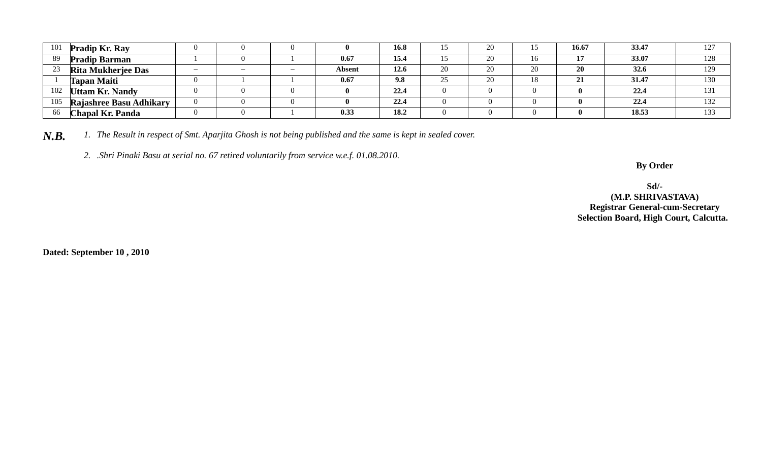| | | | | | | | | | | | | |
|---|---|---|---|---|---|---|---|---|---|---|---|---|
| 101 | **Pradip Kr. Ray** | 0 | 0 | 0 | **0** | **16.8** | 15 | 20 | 15 | **16.67** | **33.47** | 127 |
| 89 | **Pradip Barman** | 1 | 0 | 1 | **0.67** | **15.4** | 15 | 20 | 16 | **17** | **33.07** | 128 |
| 23 | **Rita Mukherjee Das** | – | – | – | **Absent** | **12.6** | 20 | 20 | 20 | **20** | **32.6** | 129 |
| 1 | **Tapan Maiti** | 0 | 1 | 1 | **0.67** | **9.8** | 25 | 20 | 18 | **21** | **31.47** | 130 |
| 102 | **Uttam Kr. Nandy** | 0 | 0 | 0 | **0** | **22.4** | 0 | 0 | 0 | **0** | **22.4** | 131 |
| 105 | **Rajashree Basu Adhikary** | 0 | 0 | 0 | **0** | **22.4** | 0 | 0 | 0 | **0** | **22.4** | 132 |
| 66 | **Chapal Kr. Panda** | 0 | 0 | 1 | **0.33** | **18.2** | 0 | 0 | 0 | **0** | **18.53** | 133 |

***N.B.***

1. *The Result in respect of Smt. Aparjita Ghosh is not being published and the same is kept in sealed cover.*
2. *.Shri Pinaki Basu at serial no. 67 retired voluntarily from service w.e.f. 01.08.2010.*

**By Order**

**Sd/-**
**(M.P. SHRIVASTAVA)**
**Registrar General-cum-Secretary**
**Selection Board, High Court, Calcutta.**

**Dated: September 10 , 2010**